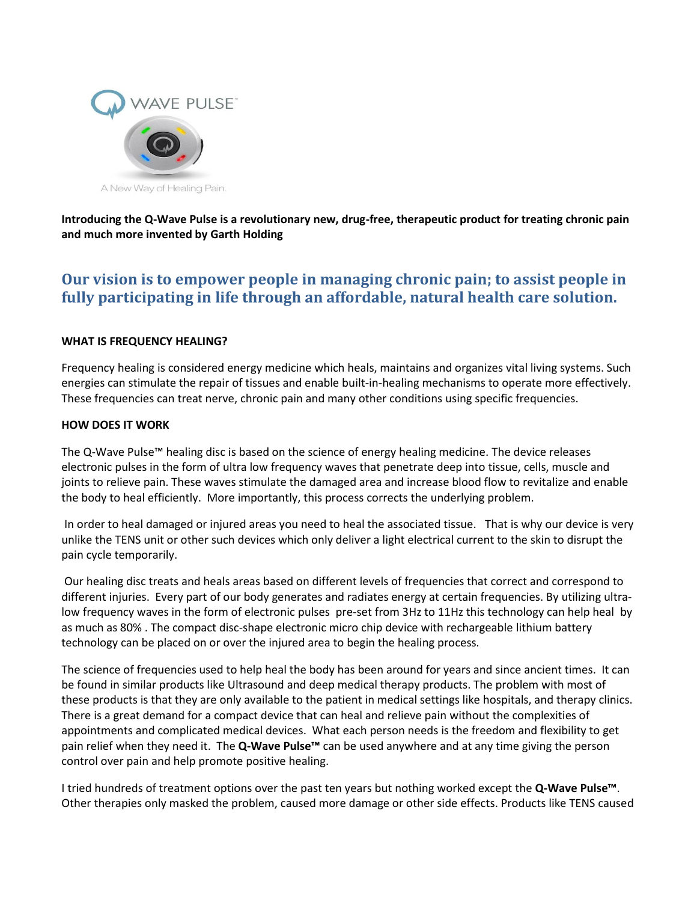WAVE PULSE™

A New Way of Healing Pain.

**Introducing the Q-Wave Pulse is a revolutionary new, drug-free, therapeutic product for treating chronic pain and much more invented by Garth Holding**

## Our vision is to empower people in managing chronic pain; to assist people in fully participating in life through an affordable, natural health care solution.

**WHAT IS FREQUENCY HEALING?**

Frequency healing is considered energy medicine which heals, maintains and organizes vital living systems. Such energies can stimulate the repair of tissues and enable built-in-healing mechanisms to operate more effectively. These frequencies can treat nerve, chronic pain and many other conditions using specific frequencies.

**HOW DOES IT WORK**

The Q-Wave Pulse™ healing disc is based on the science of energy healing medicine. The device releases electronic pulses in the form of ultra low frequency waves that penetrate deep into tissue, cells, muscle and joints to relieve pain. These waves stimulate the damaged area and increase blood flow to revitalize and enable the body to heal efficiently. More importantly, this process corrects the underlying problem.

In order to heal damaged or injured areas you need to heal the associated tissue. That is why our device is very unlike the TENS unit or other such devices which only deliver a light electrical current to the skin to disrupt the pain cycle temporarily.

Our healing disc treats and heals areas based on different levels of frequencies that correct and correspond to different injuries. Every part of our body generates and radiates energy at certain frequencies. By utilizing ultra-low frequency waves in the form of electronic pulses pre-set from 3Hz to 11Hz this technology can help heal by as much as 80% . The compact disc-shape electronic micro chip device with rechargeable lithium battery technology can be placed on or over the injured area to begin the healing process.

The science of frequencies used to help heal the body has been around for years and since ancient times. It can be found in similar products like Ultrasound and deep medical therapy products. The problem with most of these products is that they are only available to the patient in medical settings like hospitals, and therapy clinics. There is a great demand for a compact device that can heal and relieve pain without the complexities of appointments and complicated medical devices. What each person needs is the freedom and flexibility to get pain relief when they need it. The **Q-Wave Pulse™** can be used anywhere and at any time giving the person control over pain and help promote positive healing.

I tried hundreds of treatment options over the past ten years but nothing worked except the **Q-Wave Pulse™**. Other therapies only masked the problem, caused more damage or other side effects. Products like TENS caused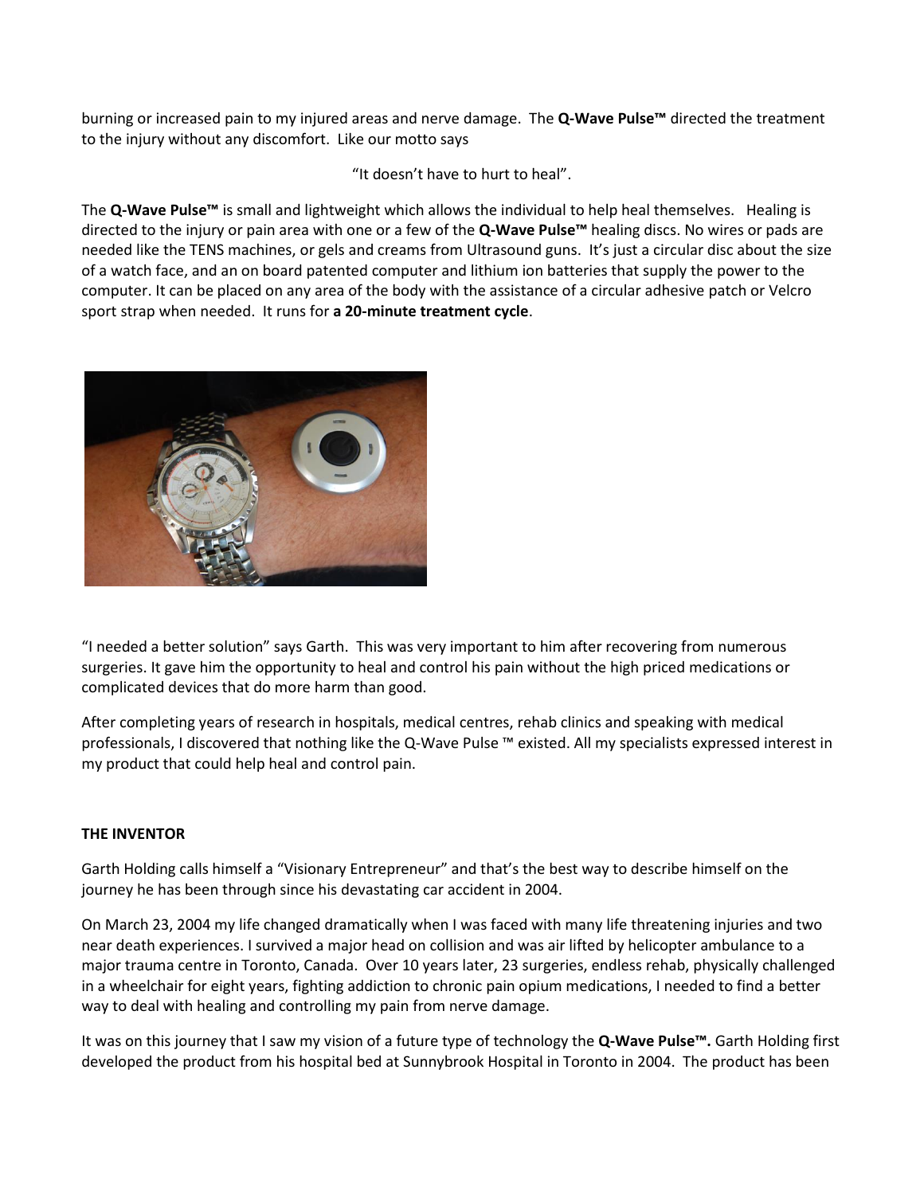burning or increased pain to my injured areas and nerve damage. The **Q-Wave Pulse™** directed the treatment to the injury without any discomfort. Like our motto says

“It doesn’t have to hurt to heal”.

The **Q-Wave Pulse™** is small and lightweight which allows the individual to help heal themselves. Healing is directed to the injury or pain area with one or a few of the **Q-Wave Pulse™** healing discs. No wires or pads are needed like the TENS machines, or gels and creams from Ultrasound guns. It’s just a circular disc about the size of a watch face, and an on board patented computer and lithium ion batteries that supply the power to the computer. It can be placed on any area of the body with the assistance of a circular adhesive patch or Velcro sport strap when needed. It runs for **a 20-minute treatment cycle**.

“I needed a better solution” says Garth. This was very important to him after recovering from numerous surgeries. It gave him the opportunity to heal and control his pain without the high priced medications or complicated devices that do more harm than good.

After completing years of research in hospitals, medical centres, rehab clinics and speaking with medical professionals, I discovered that nothing like the Q-Wave Pulse ™ existed. All my specialists expressed interest in my product that could help heal and control pain.

**THE INVENTOR**

Garth Holding calls himself a “Visionary Entrepreneur” and that’s the best way to describe himself on the journey he has been through since his devastating car accident in 2004.

On March 23, 2004 my life changed dramatically when I was faced with many life threatening injuries and two near death experiences. I survived a major head on collision and was air lifted by helicopter ambulance to a major trauma centre in Toronto, Canada. Over 10 years later, 23 surgeries, endless rehab, physically challenged in a wheelchair for eight years, fighting addiction to chronic pain opium medications, I needed to find a better way to deal with healing and controlling my pain from nerve damage.

It was on this journey that I saw my vision of a future type of technology the **Q-Wave Pulse™.** Garth Holding first developed the product from his hospital bed at Sunnybrook Hospital in Toronto in 2004. The product has been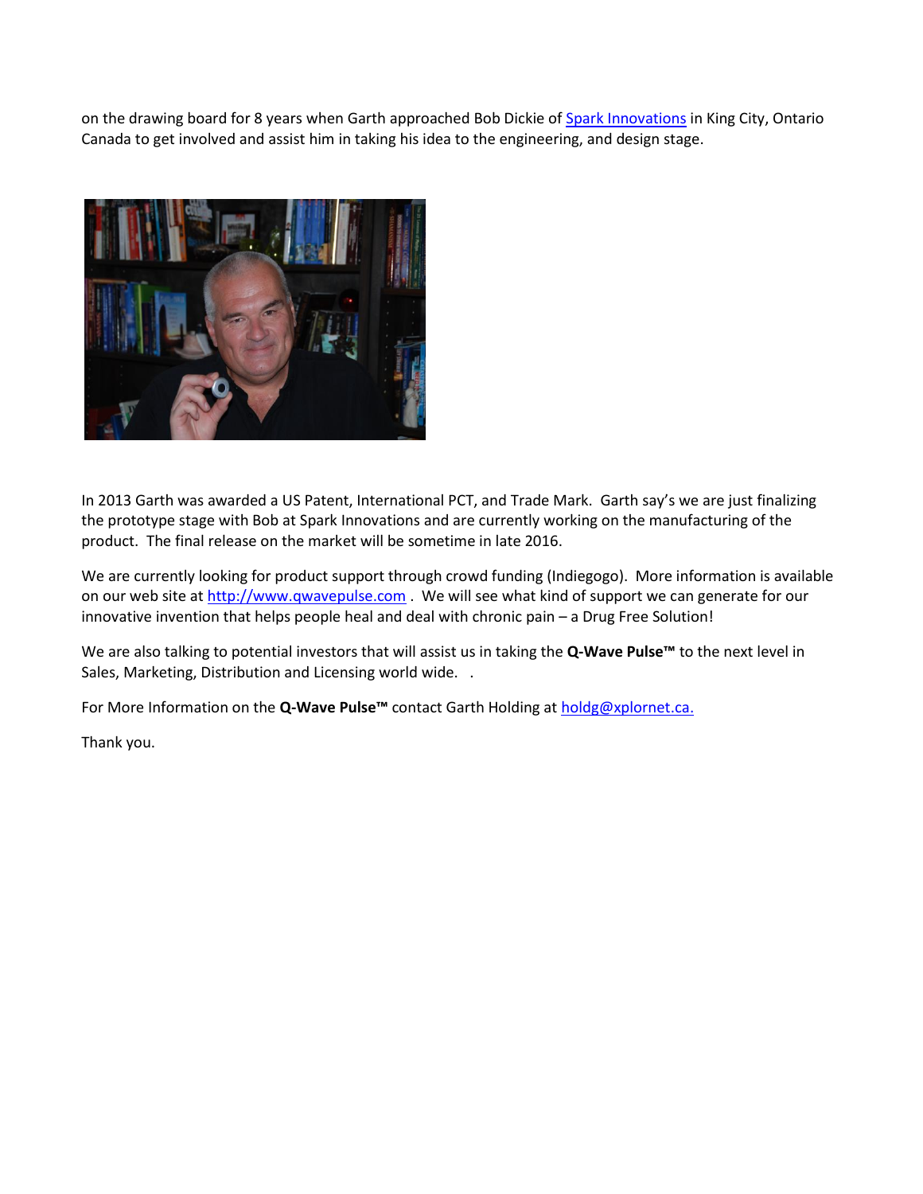on the drawing board for 8 years when Garth approached Bob Dickie of [Spark Innovations](Spark Innovations) in King City, Ontario Canada to get involved and assist him in taking his idea to the engineering, and design stage.

In 2013 Garth was awarded a US Patent, International PCT, and Trade Mark. Garth say's we are just finalizing the prototype stage with Bob at Spark Innovations and are currently working on the manufacturing of the product. The final release on the market will be sometime in late 2016.

We are currently looking for product support through crowd funding (Indiegogo). More information is available on our web site at [http://www.qwavepulse.com](http://www.qwavepulse.com) . We will see what kind of support we can generate for our innovative invention that helps people heal and deal with chronic pain – a Drug Free Solution!

We are also talking to potential investors that will assist us in taking the **Q-Wave Pulse™** to the next level in Sales, Marketing, Distribution and Licensing world wide. .

For More Information on the **Q-Wave Pulse™** contact Garth Holding at [holdg@xplornet.ca.](mailto:holdg@xplornet.ca)

Thank you.